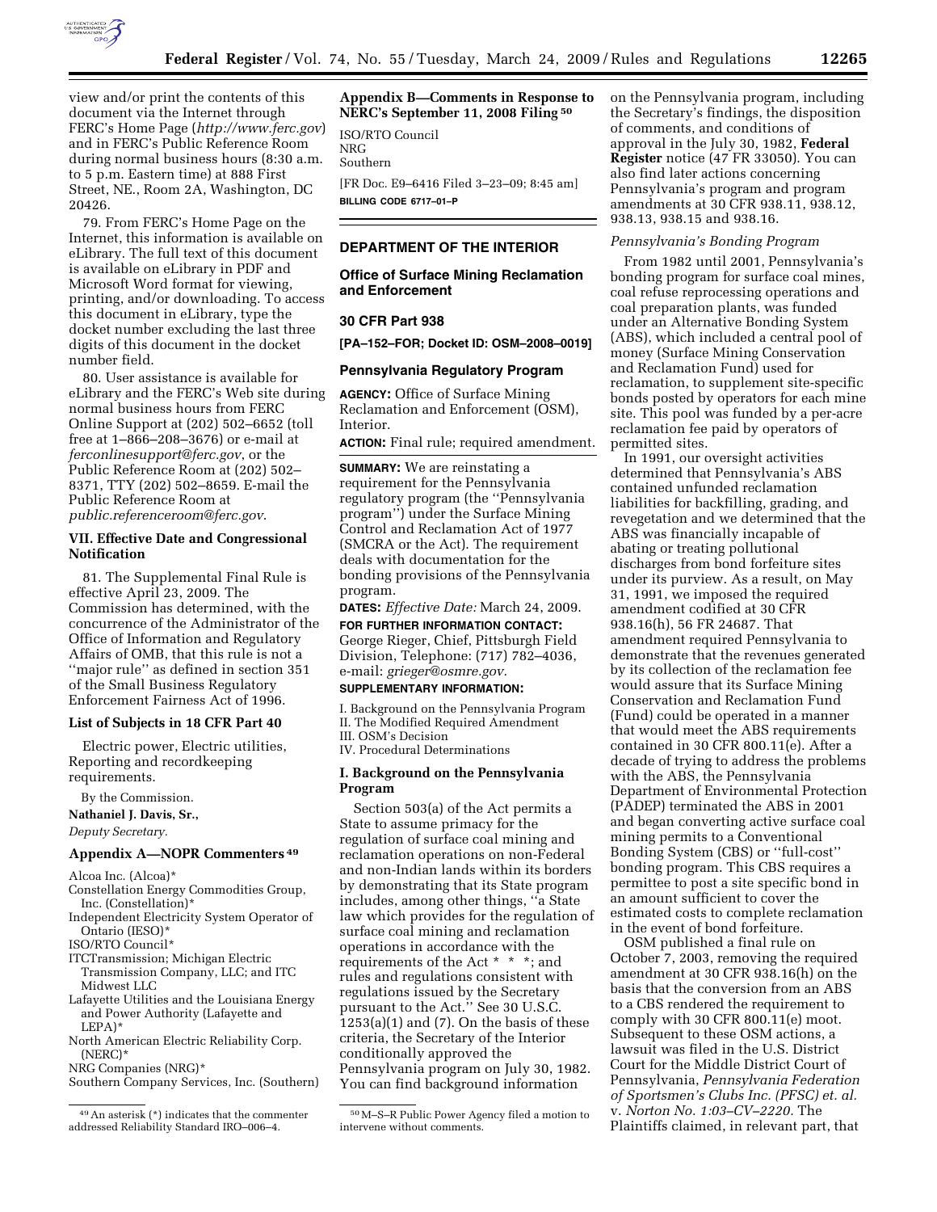view and/or print the contents of this document via the Internet through FERC's Home Page (*http://www.ferc.gov*) and in FERC's Public Reference Room during normal business hours (8:30 a.m. to 5 p.m. Eastern time) at 888 First Street, NE., Room 2A, Washington, DC 20426.

79. From FERC's Home Page on the Internet, this information is available on eLibrary. The full text of this document is available on eLibrary in PDF and Microsoft Word format for viewing, printing, and/or downloading. To access this document in eLibrary, type the docket number excluding the last three digits of this document in the docket number field.

80. User assistance is available for eLibrary and the FERC's Web site during normal business hours from FERC Online Support at (202) 502–6652 (toll free at 1–866–208–3676) or e-mail at *ferconlinesupport@ferc.gov*, or the Public Reference Room at (202) 502–8371, TTY (202) 502–8659. E-mail the Public Reference Room at *public.referenceroom@ferc.gov*.

## VII. Effective Date and Congressional Notification

81. The Supplemental Final Rule is effective April 23, 2009. The Commission has determined, with the concurrence of the Administrator of the Office of Information and Regulatory Affairs of OMB, that this rule is not a ''major rule'' as defined in section 351 of the Small Business Regulatory Enforcement Fairness Act of 1996.

### List of Subjects in 18 CFR Part 40

Electric power, Electric utilities, Reporting and recordkeeping requirements.

By the Commission.

**Nathaniel J. Davis, Sr.,**

*Deputy Secretary.*

### Appendix A—NOPR Commenters [49]

Alcoa Inc. (Alcoa)*
Constellation Energy Commodities Group, Inc. (Constellation)*
Independent Electricity System Operator of Ontario (IESO)*
ISO/RTO Council*
ITCTransmission; Michigan Electric Transmission Company, LLC; and ITC Midwest LLC
Lafayette Utilities and the Louisiana Energy and Power Authority (Lafayette and LEPA)*
North American Electric Reliability Corp. (NERC)*
NRG Companies (NRG)*
Southern Company Services, Inc. (Southern)

[49] An asterisk (*) indicates that the commenter addressed Reliability Standard IRO–006–4.

### Appendix B—Comments in Response to NERC's September 11, 2008 Filing [50]

ISO/RTO Council
NRG
Southern

[FR Doc. E9–6416 Filed 3–23–09; 8:45 am]

**BILLING CODE 6717–01–P**

[50] M–S–R Public Power Agency filed a motion to intervene without comments.

## DEPARTMENT OF THE INTERIOR

## Office of Surface Mining Reclamation and Enforcement

## 30 CFR Part 938

**[PA–152–FOR; Docket ID: OSM–2008–0019]**

## Pennsylvania Regulatory Program

**AGENCY:** Office of Surface Mining Reclamation and Enforcement (OSM), Interior.

**ACTION:** Final rule; required amendment.

**SUMMARY:** We are reinstating a requirement for the Pennsylvania regulatory program (the ''Pennsylvania program'') under the Surface Mining Control and Reclamation Act of 1977 (SMCRA or the Act). The requirement deals with documentation for the bonding provisions of the Pennsylvania program.

**DATES:** *Effective Date:* March 24, 2009.

**FOR FURTHER INFORMATION CONTACT:** George Rieger, Chief, Pittsburgh Field Division, Telephone: (717) 782–4036, e-mail: *grieger@osmre.gov.*

**SUPPLEMENTARY INFORMATION:**

I. Background on the Pennsylvania Program
II. The Modified Required Amendment
III. OSM's Decision
IV. Procedural Determinations

### I. Background on the Pennsylvania Program

Section 503(a) of the Act permits a State to assume primacy for the regulation of surface coal mining and reclamation operations on non-Federal and non-Indian lands within its borders by demonstrating that its State program includes, among other things, ''a State law which provides for the regulation of surface coal mining and reclamation operations in accordance with the requirements of the Act * * *; and rules and regulations consistent with regulations issued by the Secretary pursuant to the Act.'' See 30 U.S.C. 1253(a)(1) and (7). On the basis of these criteria, the Secretary of the Interior conditionally approved the Pennsylvania program on July 30, 1982. You can find background information on the Pennsylvania program, including the Secretary's findings, the disposition of comments, and conditions of approval in the July 30, 1982, **Federal Register** notice (47 FR 33050). You can also find later actions concerning Pennsylvania's program and program amendments at 30 CFR 938.11, 938.12, 938.13, 938.15 and 938.16.

*Pennsylvania's Bonding Program*

From 1982 until 2001, Pennsylvania's bonding program for surface coal mines, coal refuse reprocessing operations and coal preparation plants, was funded under an Alternative Bonding System (ABS), which included a central pool of money (Surface Mining Conservation and Reclamation Fund) used for reclamation, to supplement site-specific bonds posted by operators for each mine site. This pool was funded by a per-acre reclamation fee paid by operators of permitted sites.

In 1991, our oversight activities determined that Pennsylvania's ABS contained unfunded reclamation liabilities for backfilling, grading, and revegetation and we determined that the ABS was financially incapable of abating or treating pollutional discharges from bond forfeiture sites under its purview. As a result, on May 31, 1991, we imposed the required amendment codified at 30 CFR 938.16(h), 56 FR 24687. That amendment required Pennsylvania to demonstrate that the revenues generated by its collection of the reclamation fee would assure that its Surface Mining Conservation and Reclamation Fund (Fund) could be operated in a manner that would meet the ABS requirements contained in 30 CFR 800.11(e). After a decade of trying to address the problems with the ABS, the Pennsylvania Department of Environmental Protection (PADEP) terminated the ABS in 2001 and began converting active surface coal mining permits to a Conventional Bonding System (CBS) or ''full-cost'' bonding program. This CBS requires a permittee to post a site specific bond in an amount sufficient to cover the estimated costs to complete reclamation in the event of bond forfeiture.

OSM published a final rule on October 7, 2003, removing the required amendment at 30 CFR 938.16(h) on the basis that the conversion from an ABS to a CBS rendered the requirement to comply with 30 CFR 800.11(e) moot. Subsequent to these OSM actions, a lawsuit was filed in the U.S. District Court for the Middle District Court of Pennsylvania, *Pennsylvania Federation of Sportsmen's Clubs Inc. (PFSC) et. al.* v. *Norton No. 1:03–CV–2220.* The Plaintiffs claimed, in relevant part, that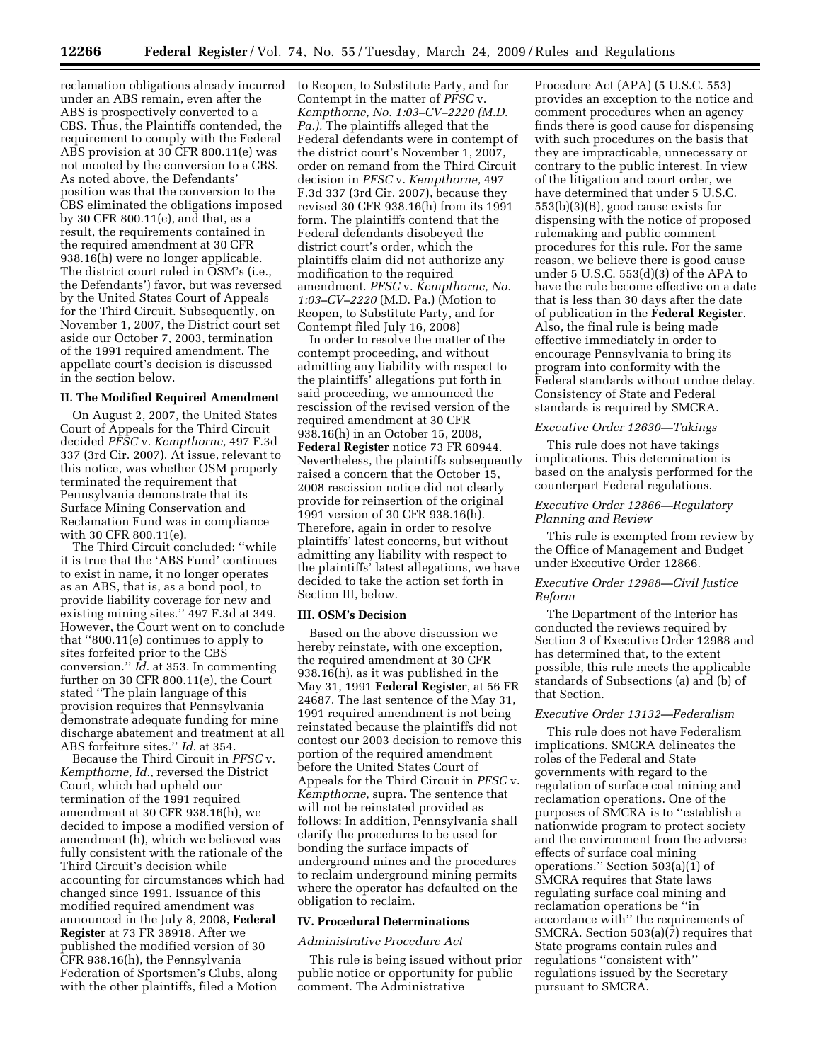reclamation obligations already incurred under an ABS remain, even after the ABS is prospectively converted to a CBS. Thus, the Plaintiffs contended, the requirement to comply with the Federal ABS provision at 30 CFR 800.11(e) was not mooted by the conversion to a CBS. As noted above, the Defendants' position was that the conversion to the CBS eliminated the obligations imposed by 30 CFR 800.11(e), and that, as a result, the requirements contained in the required amendment at 30 CFR 938.16(h) were no longer applicable. The district court ruled in OSM's (i.e., the Defendants') favor, but was reversed by the United States Court of Appeals for the Third Circuit. Subsequently, on November 1, 2007, the District court set aside our October 7, 2003, termination of the 1991 required amendment. The appellate court's decision is discussed in the section below.

## II. The Modified Required Amendment

On August 2, 2007, the United States Court of Appeals for the Third Circuit decided *PFSC* v. *Kempthorne,* 497 F.3d 337 (3rd Cir. 2007). At issue, relevant to this notice, was whether OSM properly terminated the requirement that Pennsylvania demonstrate that its Surface Mining Conservation and Reclamation Fund was in compliance with 30 CFR 800.11(e).

The Third Circuit concluded: "while it is true that the 'ABS Fund' continues to exist in name, it no longer operates as an ABS, that is, as a bond pool, to provide liability coverage for new and existing mining sites." 497 F.3d at 349. However, the Court went on to conclude that "800.11(e) continues to apply to sites forfeited prior to the CBS conversion." *Id.* at 353. In commenting further on 30 CFR 800.11(e), the Court stated "The plain language of this provision requires that Pennsylvania demonstrate adequate funding for mine discharge abatement and treatment at all ABS forfeiture sites." *Id.* at 354.

Because the Third Circuit in *PFSC* v. *Kempthorne, Id.*, reversed the District Court, which had upheld our termination of the 1991 required amendment at 30 CFR 938.16(h), we decided to impose a modified version of amendment (h), which we believed was fully consistent with the rationale of the Third Circuit's decision while accounting for circumstances which had changed since 1991. Issuance of this modified required amendment was announced in the July 8, 2008, **Federal Register** at 73 FR 38918. After we published the modified version of 30 CFR 938.16(h), the Pennsylvania Federation of Sportsmen's Clubs, along with the other plaintiffs, filed a Motion to Reopen, to Substitute Party, and for Contempt in the matter of *PFSC* v. *Kempthorne, No. 1:03–CV–2220 (M.D. Pa.).* The plaintiffs alleged that the Federal defendants were in contempt of the district court's November 1, 2007, order on remand from the Third Circuit decision in *PFSC* v. *Kempthorne,* 497 F.3d 337 (3rd Cir. 2007), because they revised 30 CFR 938.16(h) from its 1991 form. The plaintiffs contend that the Federal defendants disobeyed the district court's order, which the plaintiffs claim did not authorize any modification to the required amendment. *PFSC* v. *Kempthorne, No. 1:03–CV–2220* (M.D. Pa.) (Motion to Reopen, to Substitute Party, and for Contempt filed July 16, 2008)

In order to resolve the matter of the contempt proceeding, and without admitting any liability with respect to the plaintiffs' allegations put forth in said proceeding, we announced the rescission of the revised version of the required amendment at 30 CFR 938.16(h) in an October 15, 2008, **Federal Register** notice 73 FR 60944. Nevertheless, the plaintiffs subsequently raised a concern that the October 15, 2008 rescission notice did not clearly provide for reinsertion of the original 1991 version of 30 CFR 938.16(h). Therefore, again in order to resolve plaintiffs' latest concerns, but without admitting any liability with respect to the plaintiffs' latest allegations, we have decided to take the action set forth in Section III, below.

## III. OSM's Decision

Based on the above discussion we hereby reinstate, with one exception, the required amendment at 30 CFR 938.16(h), as it was published in the May 31, 1991 **Federal Register**, at 56 FR 24687. The last sentence of the May 31, 1991 required amendment is not being reinstated because the plaintiffs did not contest our 2003 decision to remove this portion of the required amendment before the United States Court of Appeals for the Third Circuit in *PFSC* v. *Kempthorne,* supra. The sentence that will not be reinstated provided as follows: In addition, Pennsylvania shall clarify the procedures to be used for bonding the surface impacts of underground mines and the procedures to reclaim underground mining permits where the operator has defaulted on the obligation to reclaim.

## IV. Procedural Determinations

### *Administrative Procedure Act*

This rule is being issued without prior public notice or opportunity for public comment. The Administrative Procedure Act (APA) (5 U.S.C. 553) provides an exception to the notice and comment procedures when an agency finds there is good cause for dispensing with such procedures on the basis that they are impracticable, unnecessary or contrary to the public interest. In view of the litigation and court order, we have determined that under 5 U.S.C. 553(b)(3)(B), good cause exists for dispensing with the notice of proposed rulemaking and public comment procedures for this rule. For the same reason, we believe there is good cause under 5 U.S.C. 553(d)(3) of the APA to have the rule become effective on a date that is less than 30 days after the date of publication in the **Federal Register**. Also, the final rule is being made effective immediately in order to encourage Pennsylvania to bring its program into conformity with the Federal standards without undue delay. Consistency of State and Federal standards is required by SMCRA.

### *Executive Order 12630—Takings*

This rule does not have takings implications. This determination is based on the analysis performed for the counterpart Federal regulations.

### *Executive Order 12866—Regulatory Planning and Review*

This rule is exempted from review by the Office of Management and Budget under Executive Order 12866.

### *Executive Order 12988—Civil Justice Reform*

The Department of the Interior has conducted the reviews required by Section 3 of Executive Order 12988 and has determined that, to the extent possible, this rule meets the applicable standards of Subsections (a) and (b) of that Section.

### *Executive Order 13132—Federalism*

This rule does not have Federalism implications. SMCRA delineates the roles of the Federal and State governments with regard to the regulation of surface coal mining and reclamation operations. One of the purposes of SMCRA is to "establish a nationwide program to protect society and the environment from the adverse effects of surface coal mining operations." Section 503(a)(1) of SMCRA requires that State laws regulating surface coal mining and reclamation operations be "in accordance with" the requirements of SMCRA. Section 503(a)(7) requires that State programs contain rules and regulations "consistent with" regulations issued by the Secretary pursuant to SMCRA.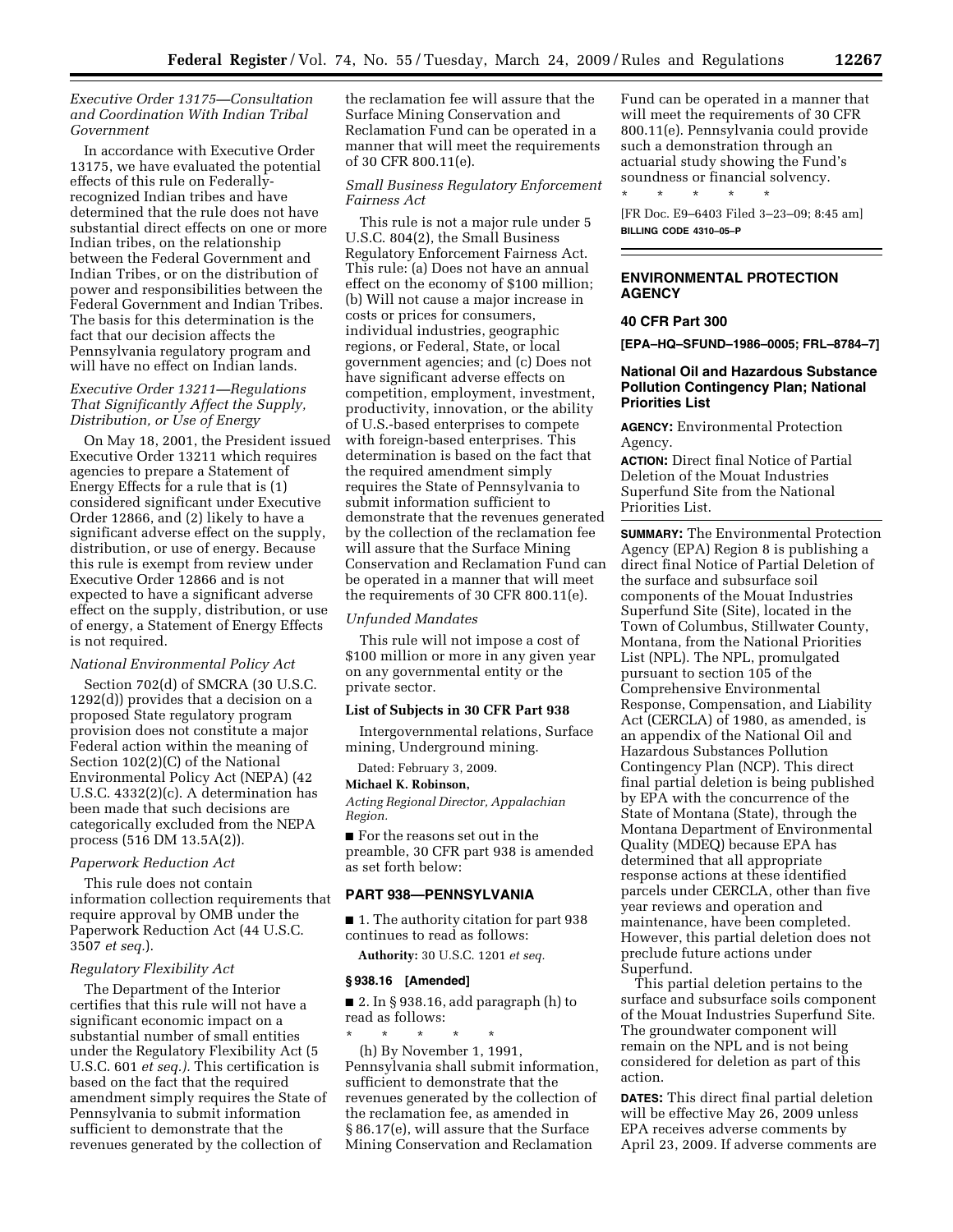*Executive Order 13175—Consultation and Coordination With Indian Tribal Government*

In accordance with Executive Order 13175, we have evaluated the potential effects of this rule on Federally-recognized Indian tribes and have determined that the rule does not have substantial direct effects on one or more Indian tribes, on the relationship between the Federal Government and Indian Tribes, or on the distribution of power and responsibilities between the Federal Government and Indian Tribes. The basis for this determination is the fact that our decision affects the Pennsylvania regulatory program and will have no effect on Indian lands.

*Executive Order 13211—Regulations That Significantly Affect the Supply, Distribution, or Use of Energy*

On May 18, 2001, the President issued Executive Order 13211 which requires agencies to prepare a Statement of Energy Effects for a rule that is (1) considered significant under Executive Order 12866, and (2) likely to have a significant adverse effect on the supply, distribution, or use of energy. Because this rule is exempt from review under Executive Order 12866 and is not expected to have a significant adverse effect on the supply, distribution, or use of energy, a Statement of Energy Effects is not required.

*National Environmental Policy Act*

Section 702(d) of SMCRA (30 U.S.C. 1292(d)) provides that a decision on a proposed State regulatory program provision does not constitute a major Federal action within the meaning of Section 102(2)(C) of the National Environmental Policy Act (NEPA) (42 U.S.C. 4332(2)(c). A determination has been made that such decisions are categorically excluded from the NEPA process (516 DM 13.5A(2)).

*Paperwork Reduction Act*

This rule does not contain information collection requirements that require approval by OMB under the Paperwork Reduction Act (44 U.S.C. 3507 *et seq.*).

*Regulatory Flexibility Act*

The Department of the Interior certifies that this rule will not have a significant economic impact on a substantial number of small entities under the Regulatory Flexibility Act (5 U.S.C. 601 *et seq.).* This certification is based on the fact that the required amendment simply requires the State of Pennsylvania to submit information sufficient to demonstrate that the revenues generated by the collection of the reclamation fee will assure that the Surface Mining Conservation and Reclamation Fund can be operated in a manner that will meet the requirements of 30 CFR 800.11(e).

*Small Business Regulatory Enforcement Fairness Act*

This rule is not a major rule under 5 U.S.C. 804(2), the Small Business Regulatory Enforcement Fairness Act. This rule: (a) Does not have an annual effect on the economy of $100 million; (b) Will not cause a major increase in costs or prices for consumers, individual industries, geographic regions, or Federal, State, or local government agencies; and (c) Does not have significant adverse effects on competition, employment, investment, productivity, innovation, or the ability of U.S.-based enterprises to compete with foreign-based enterprises. This determination is based on the fact that the required amendment simply requires the State of Pennsylvania to submit information sufficient to demonstrate that the revenues generated by the collection of the reclamation fee will assure that the Surface Mining Conservation and Reclamation Fund can be operated in a manner that will meet the requirements of 30 CFR 800.11(e).

*Unfunded Mandates*

This rule will not impose a cost of $100 million or more in any given year on any governmental entity or the private sector.

**List of Subjects in 30 CFR Part 938**

Intergovernmental relations, Surface mining, Underground mining.

Dated: February 3, 2009.

**Michael K. Robinson,**

*Acting Regional Director, Appalachian Region.*

■ For the reasons set out in the preamble, 30 CFR part 938 is amended as set forth below:

## PART 938—PENNSYLVANIA

■ 1. The authority citation for part 938 continues to read as follows:

**Authority:** 30 U.S.C. 1201 *et seq.*

**§ 938.16 [Amended]**

■ 2. In § 938.16, add paragraph (h) to read as follows:

\* \* \* \* \*

(h) By November 1, 1991, Pennsylvania shall submit information, sufficient to demonstrate that the revenues generated by the collection of the reclamation fee, as amended in § 86.17(e), will assure that the Surface Mining Conservation and Reclamation Fund can be operated in a manner that will meet the requirements of 30 CFR 800.11(e). Pennsylvania could provide such a demonstration through an actuarial study showing the Fund's soundness or financial solvency.

\* \* \* \* \*

[FR Doc. E9–6403 Filed 3–23–09; 8:45 am]

**BILLING CODE 4310–05–P**

## ENVIRONMENTAL PROTECTION AGENCY

### 40 CFR Part 300

**[EPA–HQ–SFUND–1986–0005; FRL–8784–7]**

### National Oil and Hazardous Substance Pollution Contingency Plan; National Priorities List

**AGENCY:** Environmental Protection Agency.

**ACTION:** Direct final Notice of Partial Deletion of the Mouat Industries Superfund Site from the National Priorities List.

**SUMMARY:** The Environmental Protection Agency (EPA) Region 8 is publishing a direct final Notice of Partial Deletion of the surface and subsurface soil components of the Mouat Industries Superfund Site (Site), located in the Town of Columbus, Stillwater County, Montana, from the National Priorities List (NPL). The NPL, promulgated pursuant to section 105 of the Comprehensive Environmental Response, Compensation, and Liability Act (CERCLA) of 1980, as amended, is an appendix of the National Oil and Hazardous Substances Pollution Contingency Plan (NCP). This direct final partial deletion is being published by EPA with the concurrence of the State of Montana (State), through the Montana Department of Environmental Quality (MDEQ) because EPA has determined that all appropriate response actions at these identified parcels under CERCLA, other than five year reviews and operation and maintenance, have been completed. However, this partial deletion does not preclude future actions under Superfund.

This partial deletion pertains to the surface and subsurface soils component of the Mouat Industries Superfund Site. The groundwater component will remain on the NPL and is not being considered for deletion as part of this action.

**DATES:** This direct final partial deletion will be effective May 26, 2009 unless EPA receives adverse comments by April 23, 2009. If adverse comments are